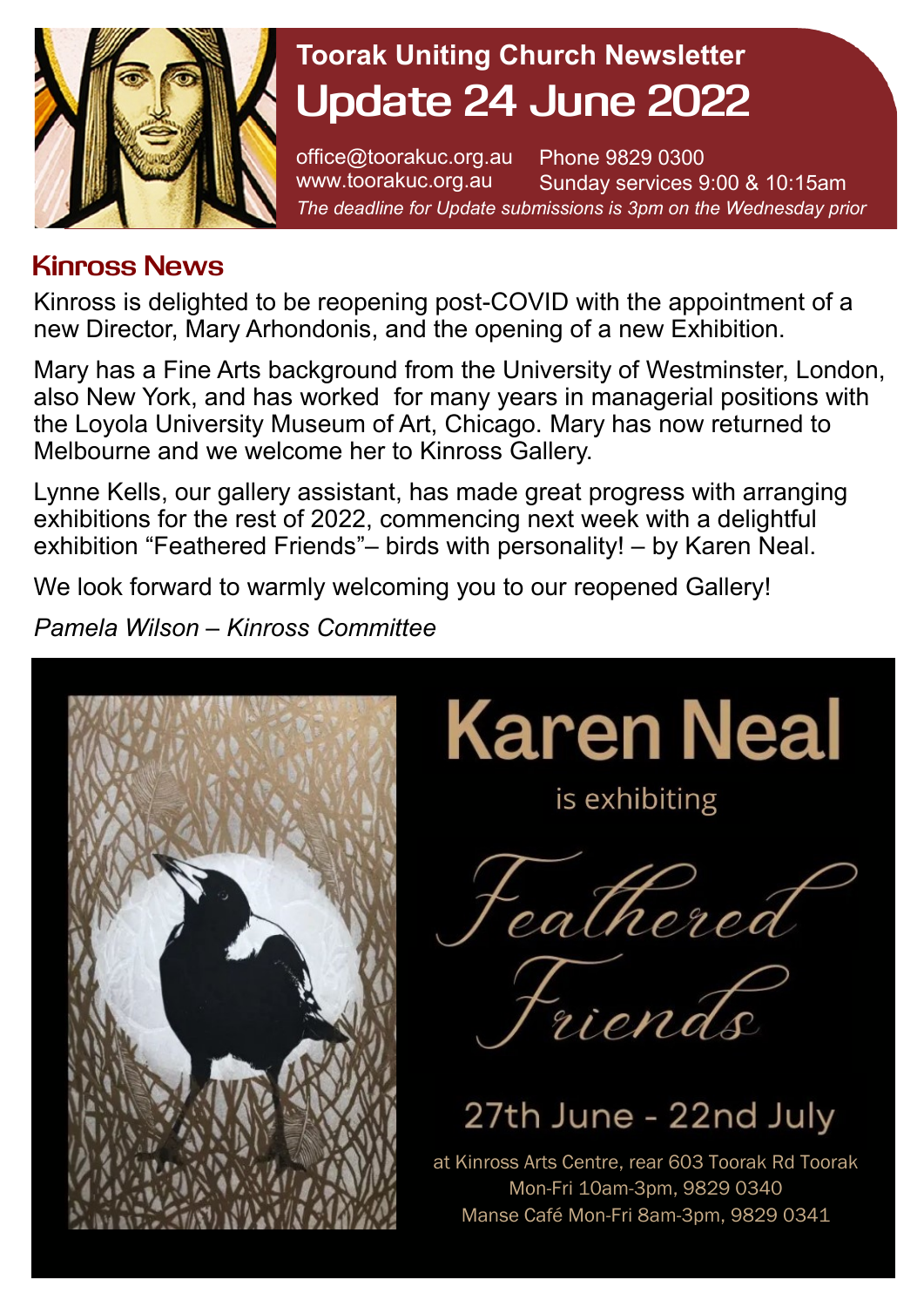# Toorak Uniting Church Newsletter

# Update 24 June 2022

office@toorakuc.org.au Phone 9829 0300
www.toorakuc.org.au Sunday services 9:00 & 10:15am

*The deadline for Update submissions is 3pm on the Wednesday prior*

## Kinross News

Kinross is delighted to be reopening post-COVID with the appointment of a new Director, Mary Arhondonis, and the opening of a new Exhibition.

Mary has a Fine Arts background from the University of Westminster, London, also New York, and has worked for many years in managerial positions with the Loyola University Museum of Art, Chicago. Mary has now returned to Melbourne and we welcome her to Kinross Gallery.

Lynne Kells, our gallery assistant, has made great progress with arranging exhibitions for the rest of 2022, commencing next week with a delightful exhibition "Feathered Friends"– birds with personality! – by Karen Neal.

We look forward to warmly welcoming you to our reopened Gallery!

*Pamela Wilson – Kinross Committee*

**Karen Neal**

is exhibiting

*Feathered Friends*

27th June - 22nd July

at Kinross Arts Centre, rear 603 Toorak Rd Toorak
Mon-Fri 10am-3pm, 9829 0340
Manse Café Mon-Fri 8am-3pm, 9829 0341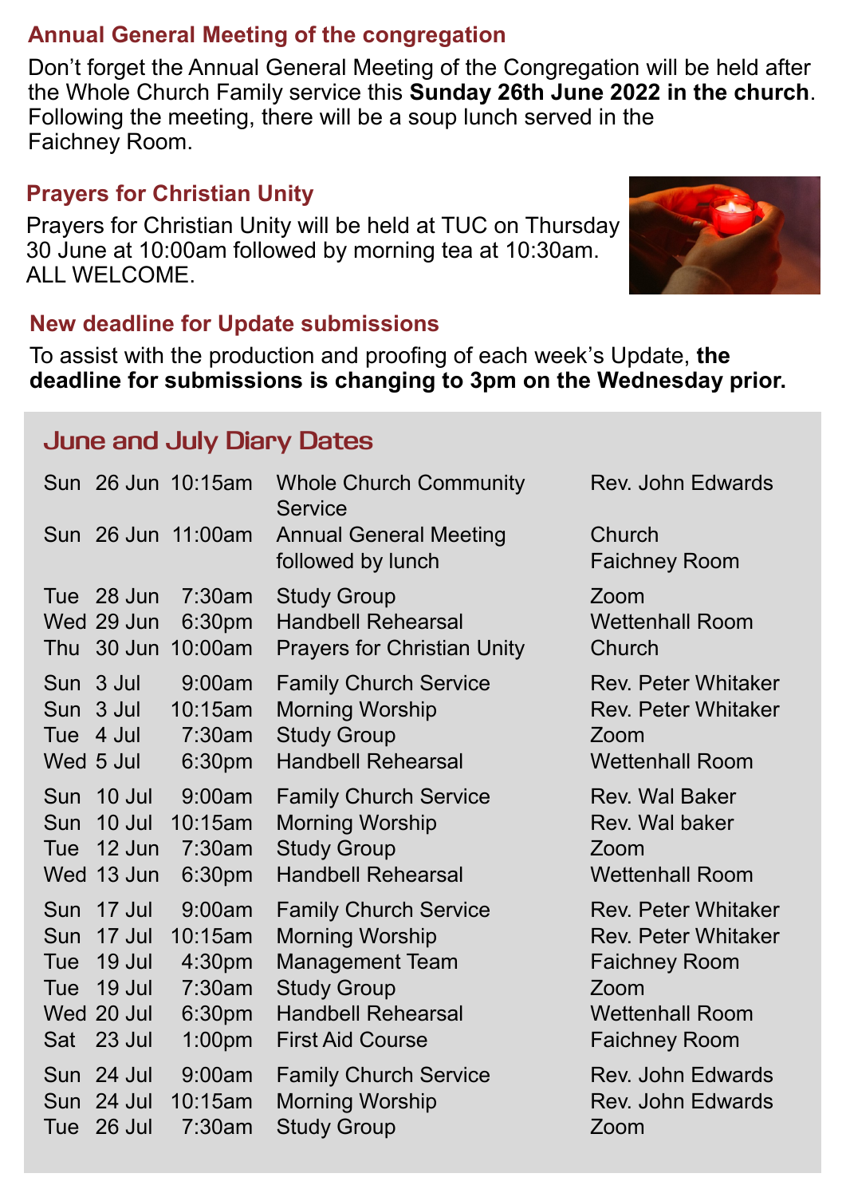## Annual General Meeting of the congregation

Don't forget the Annual General Meeting of the Congregation will be held after the Whole Church Family service this **Sunday 26th June 2022 in the church**. Following the meeting, there will be a soup lunch served in the Faichney Room.

## Prayers for Christian Unity

Prayers for Christian Unity will be held at TUC on Thursday 30 June at 10:00am followed by morning tea at 10:30am. ALL WELCOME.

## New deadline for Update submissions

To assist with the production and proofing of each week's Update, **the deadline for submissions is changing to 3pm on the Wednesday prior.**

## June and July Diary Dates

| | | | | |
|---|---|---|---|---|
| Sun | 26 Jun | 10:15am | Whole Church Community Service | Rev. John Edwards |
| Sun | 26 Jun | 11:00am | Annual General Meeting followed by lunch | Church Faichney Room |
| Tue | 28 Jun | 7:30am | Study Group | Zoom |
| Wed | 29 Jun | 6:30pm | Handbell Rehearsal | Wettenhall Room |
| Thu | 30 Jun | 10:00am | Prayers for Christian Unity | Church |
| Sun | 3 Jul | 9:00am | Family Church Service | Rev. Peter Whitaker |
| Sun | 3 Jul | 10:15am | Morning Worship | Rev. Peter Whitaker |
| Tue | 4 Jul | 7:30am | Study Group | Zoom |
| Wed | 5 Jul | 6:30pm | Handbell Rehearsal | Wettenhall Room |
| Sun | 10 Jul | 9:00am | Family Church Service | Rev. Wal Baker |
| Sun | 10 Jul | 10:15am | Morning Worship | Rev. Wal baker |
| Tue | 12 Jun | 7:30am | Study Group | Zoom |
| Wed | 13 Jun | 6:30pm | Handbell Rehearsal | Wettenhall Room |
| Sun | 17 Jul | 9:00am | Family Church Service | Rev. Peter Whitaker |
| Sun | 17 Jul | 10:15am | Morning Worship | Rev. Peter Whitaker |
| Tue | 19 Jul | 4:30pm | Management Team | Faichney Room |
| Tue | 19 Jul | 7:30am | Study Group | Zoom |
| Wed | 20 Jul | 6:30pm | Handbell Rehearsal | Wettenhall Room |
| Sat | 23 Jul | 1:00pm | First Aid Course | Faichney Room |
| Sun | 24 Jul | 9:00am | Family Church Service | Rev. John Edwards |
| Sun | 24 Jul | 10:15am | Morning Worship | Rev. John Edwards |
| Tue | 26 Jul | 7:30am | Study Group | Zoom |